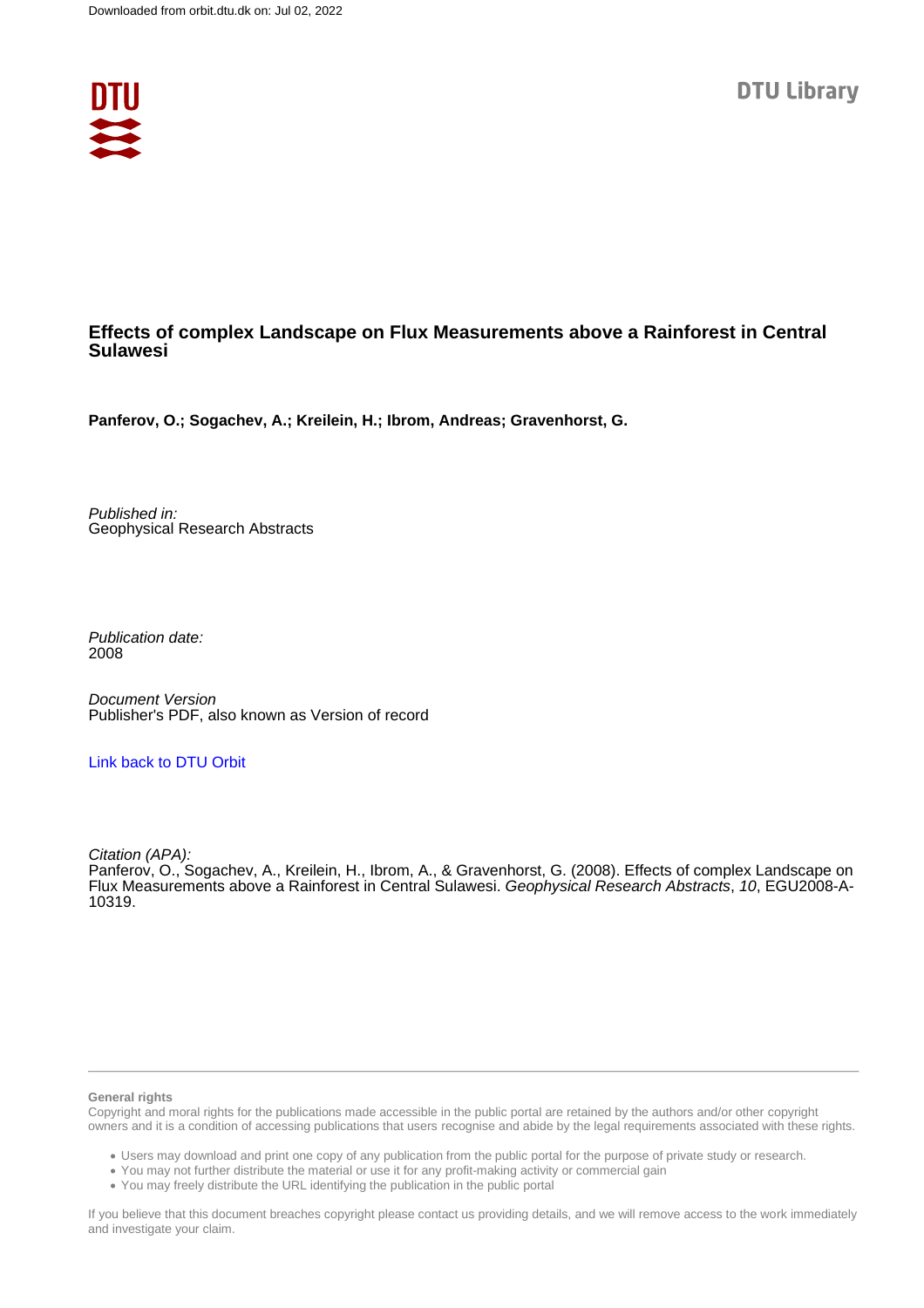# Effects of complex Landscape on Flux Measurements above a Rainforest in Central Sulawesi

**Panferov, O.; Sogachev, A.; Kreilein, H.; Ibrom, Andreas; Gravenhorst, G.**

*Published in:*
Geophysical Research Abstracts

*Publication date:*
2008

*Document Version*
Publisher's PDF, also known as Version of record

[Link back to DTU Orbit](#)

*Citation (APA):*
Panferov, O., Sogachev, A., Kreilein, H., Ibrom, A., & Gravenhorst, G. (2008). Effects of complex Landscape on Flux Measurements above a Rainforest in Central Sulawesi. *Geophysical Research Abstracts*, *10*, EGU2008-A-10319.

**General rights**

Copyright and moral rights for the publications made accessible in the public portal are retained by the authors and/or other copyright owners and it is a condition of accessing publications that users recognise and abide by the legal requirements associated with these rights.

- Users may download and print one copy of any publication from the public portal for the purpose of private study or research.
- You may not further distribute the material or use it for any profit-making activity or commercial gain
- You may freely distribute the URL identifying the publication in the public portal

If you believe that this document breaches copyright please contact us providing details, and we will remove access to the work immediately and investigate your claim.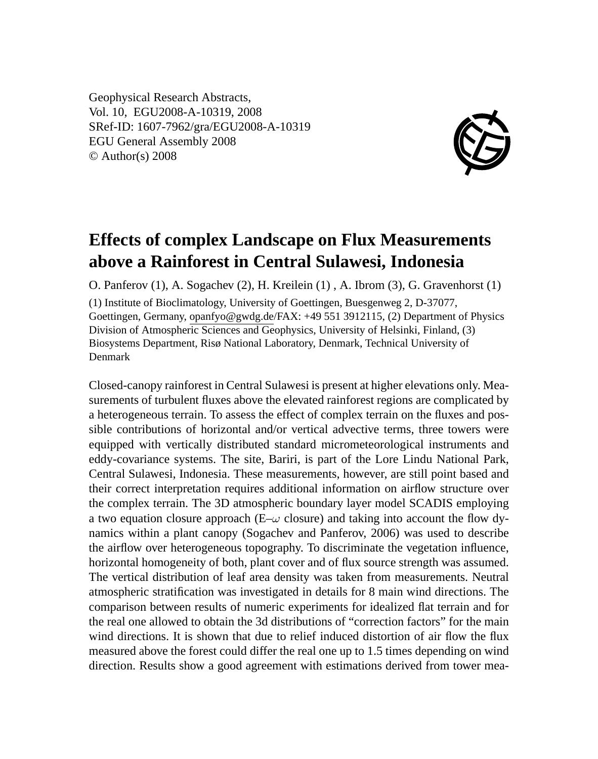Geophysical Research Abstracts,
Vol. 10, EGU2008-A-10319, 2008
SRef-ID: 1607-7962/gra/EGU2008-A-10319
EGU General Assembly 2008
© Author(s) 2008

# Effects of complex Landscape on Flux Measurements above a Rainforest in Central Sulawesi, Indonesia

O. Panferov (1), A. Sogachev (2), H. Kreilein (1) , A. Ibrom (3), G. Gravenhorst (1)

(1) Institute of Bioclimatology, University of Goettingen, Buesgenweg 2, D-37077, Goettingen, Germany, opanfyo@gwdg.de/FAX: +49 551 3912115, (2) Department of Physics Division of Atmospheric Sciences and Geophysics, University of Helsinki, Finland, (3) Biosystems Department, Risø National Laboratory, Denmark, Technical University of Denmark

Closed-canopy rainforest in Central Sulawesi is present at higher elevations only. Measurements of turbulent fluxes above the elevated rainforest regions are complicated by a heterogeneous terrain. To assess the effect of complex terrain on the fluxes and possible contributions of horizontal and/or vertical advective terms, three towers were equipped with vertically distributed standard micrometeorological instruments and eddy-covariance systems. The site, Bariri, is part of the Lore Lindu National Park, Central Sulawesi, Indonesia. These measurements, however, are still point based and their correct interpretation requires additional information on airflow structure over the complex terrain. The 3D atmospheric boundary layer model SCADIS employing a two equation closure approach (E–$\omega$ closure) and taking into account the flow dynamics within a plant canopy (Sogachev and Panferov, 2006) was used to describe the airflow over heterogeneous topography. To discriminate the vegetation influence, horizontal homogeneity of both, plant cover and of flux source strength was assumed. The vertical distribution of leaf area density was taken from measurements. Neutral atmospheric stratification was investigated in details for 8 main wind directions. The comparison between results of numeric experiments for idealized flat terrain and for the real one allowed to obtain the 3d distributions of "correction factors" for the main wind directions. It is shown that due to relief induced distortion of air flow the flux measured above the forest could differ the real one up to 1.5 times depending on wind direction. Results show a good agreement with estimations derived from tower mea-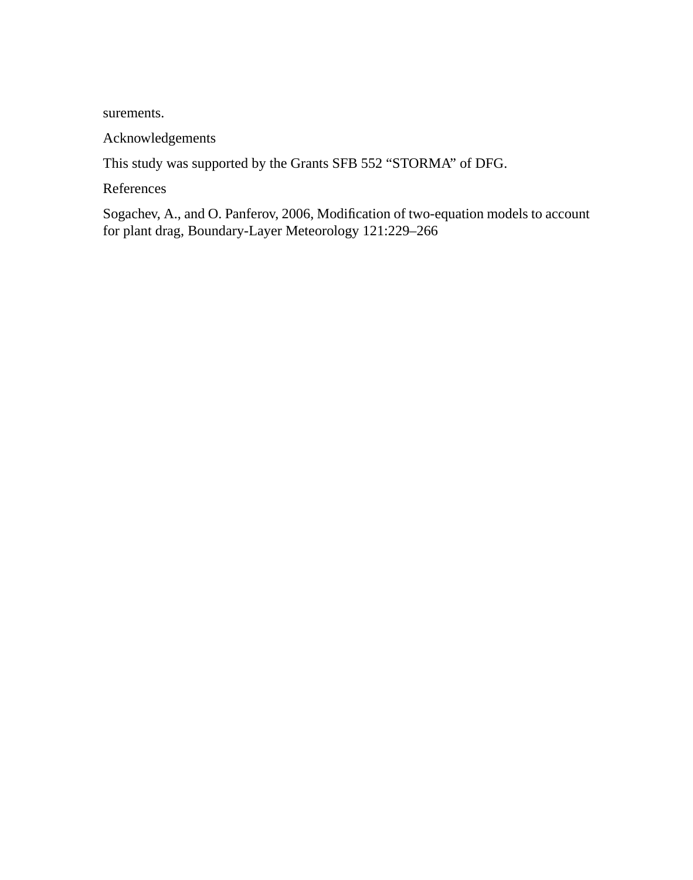surements.

## Acknowledgements

This study was supported by the Grants SFB 552 “STORMA” of DFG.

## References

Sogachev, A., and O. Panferov, 2006, Modification of two-equation models to account for plant drag, Boundary-Layer Meteorology 121:229–266